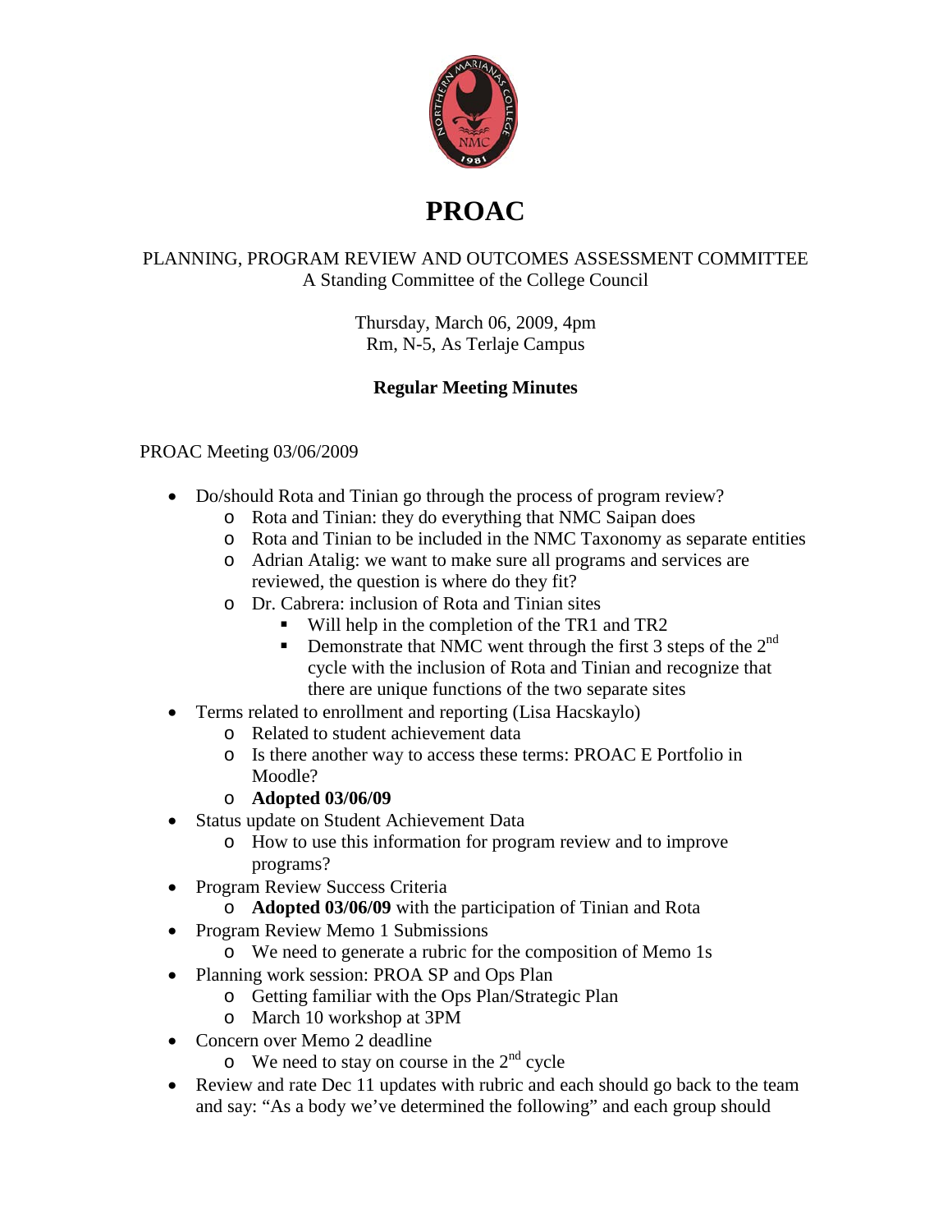# PROAC

PLANNING, PROGRAM REVIEW AND OUTCOMES ASSESSMENT COMMITTEE
A Standing Committee of the College Council

Thursday, March 06, 2009, 4pm
Rm, N-5, As Terlaje Campus

**Regular Meeting Minutes**

PROAC Meeting 03/06/2009

- Do/should Rota and Tinian go through the process of program review?
  - Rota and Tinian: they do everything that NMC Saipan does
  - Rota and Tinian to be included in the NMC Taxonomy as separate entities
  - Adrian Atalig: we want to make sure all programs and services are reviewed, the question is where do they fit?
  - Dr. Cabrera: inclusion of Rota and Tinian sites
    - Will help in the completion of the TR1 and TR2
    - Demonstrate that NMC went through the first 3 steps of the 2nd cycle with the inclusion of Rota and Tinian and recognize that there are unique functions of the two separate sites
- Terms related to enrollment and reporting (Lisa Hacskaylo)
  - Related to student achievement data
  - Is there another way to access these terms: PROAC E Portfolio in Moodle?
  - **Adopted 03/06/09**
- Status update on Student Achievement Data
  - How to use this information for program review and to improve programs?
- Program Review Success Criteria
  - **Adopted 03/06/09** with the participation of Tinian and Rota
- Program Review Memo 1 Submissions
  - We need to generate a rubric for the composition of Memo 1s
- Planning work session: PROA SP and Ops Plan
  - Getting familiar with the Ops Plan/Strategic Plan
  - March 10 workshop at 3PM
- Concern over Memo 2 deadline
  - We need to stay on course in the 2nd cycle
- Review and rate Dec 11 updates with rubric and each should go back to the team and say: "As a body we've determined the following" and each group should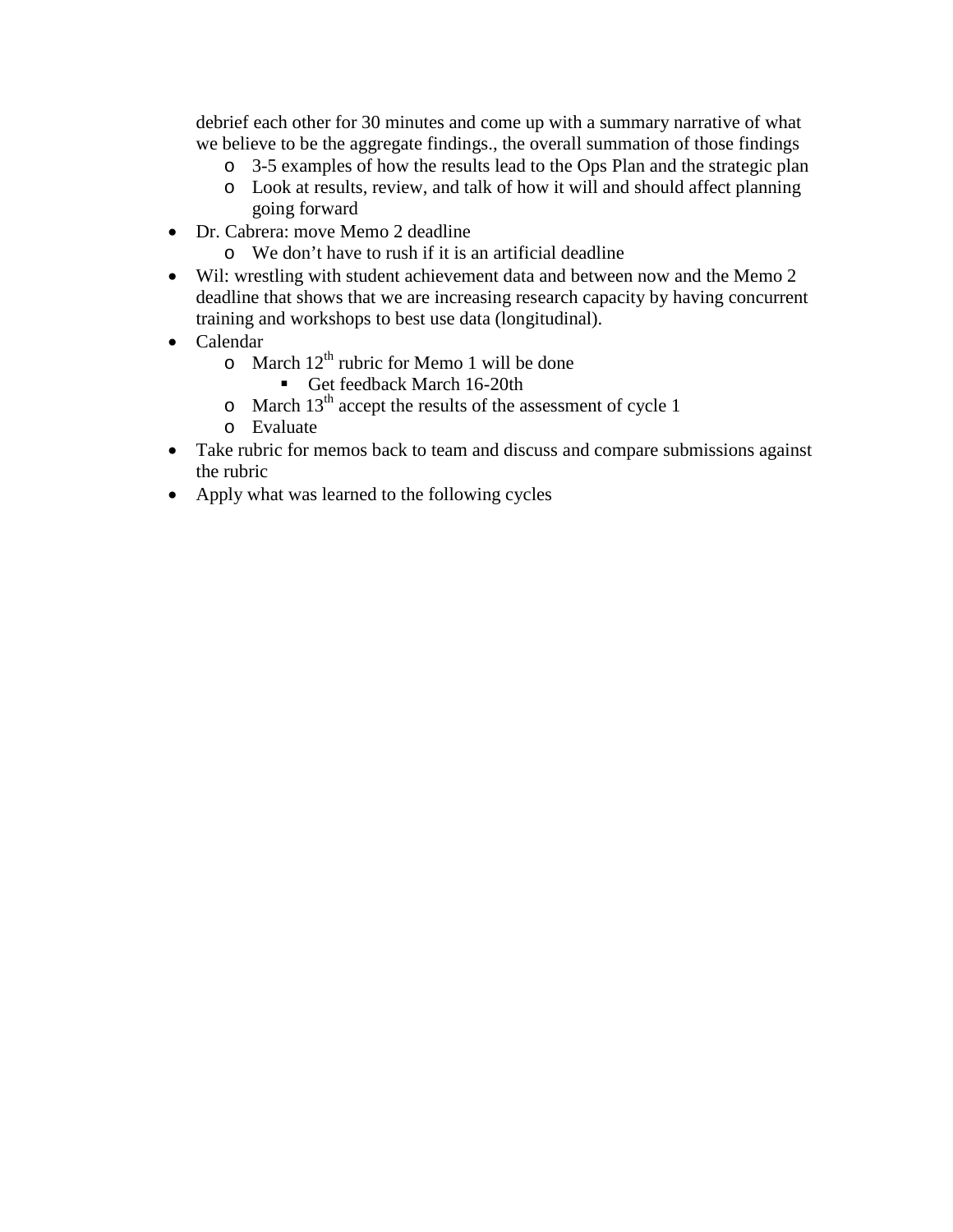debrief each other for 30 minutes and come up with a summary narrative of what we believe to be the aggregate findings., the overall summation of those findings

  - 3-5 examples of how the results lead to the Ops Plan and the strategic plan
  - Look at results, review, and talk of how it will and should affect planning going forward
- Dr. Cabrera: move Memo 2 deadline
  - We don't have to rush if it is an artificial deadline
- Wil: wrestling with student achievement data and between now and the Memo 2 deadline that shows that we are increasing research capacity by having concurrent training and workshops to best use data (longitudinal).
- Calendar
  - March 12th rubric for Memo 1 will be done
    - Get feedback March 16-20th
  - March 13th accept the results of the assessment of cycle 1
  - Evaluate
- Take rubric for memos back to team and discuss and compare submissions against the rubric
- Apply what was learned to the following cycles